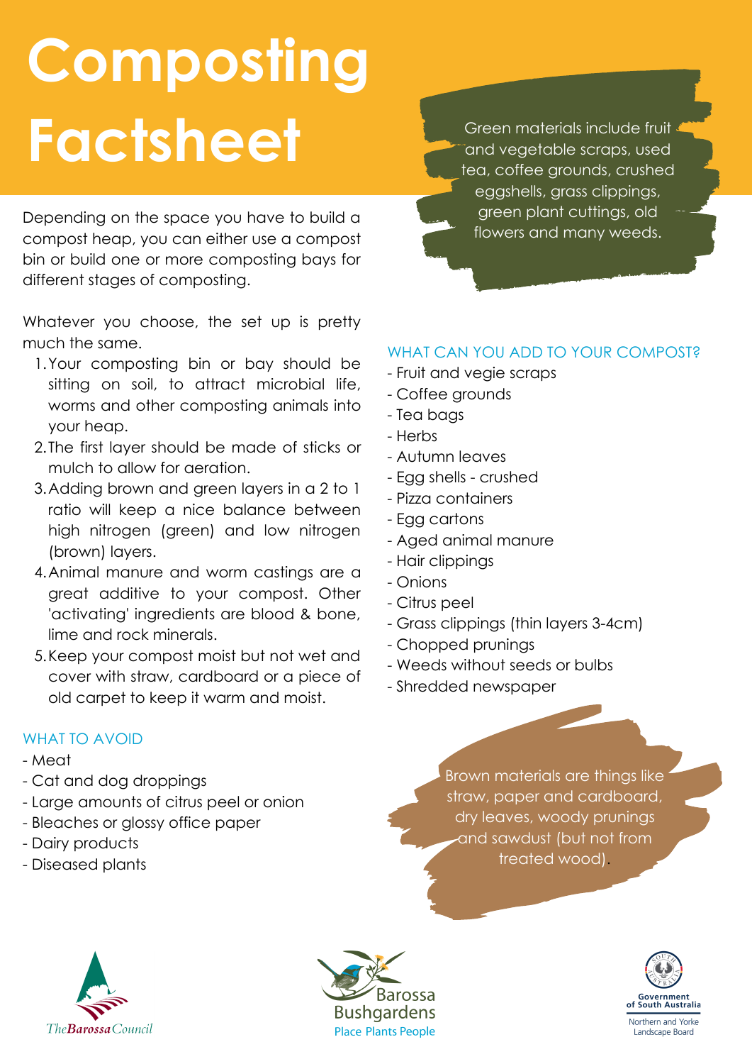# Composting Factsheet

Green materials include fruit and vegetable scraps, used tea, coffee grounds, crushed eggshells, grass clippings, green plant cuttings, old flowers and many weeds.

Depending on the space you have to build a compost heap, you can either use a compost bin or build one or more composting bays for different stages of composting.

Whatever you choose, the set up is pretty much the same.

1. Your composting bin or bay should be sitting on soil, to attract microbial life, worms and other composting animals into your heap.
2. The first layer should be made of sticks or mulch to allow for aeration.
3. Adding brown and green layers in a 2 to 1 ratio will keep a nice balance between high nitrogen (green) and low nitrogen (brown) layers.
4. Animal manure and worm castings are a great additive to your compost. Other 'activating' ingredients are blood & bone, lime and rock minerals.
5. Keep your compost moist but not wet and cover with straw, cardboard or a piece of old carpet to keep it warm and moist.

## WHAT TO AVOID

- Meat
- Cat and dog droppings
- Large amounts of citrus peel or onion
- Bleaches or glossy office paper
- Dairy products
- Diseased plants

## WHAT CAN YOU ADD TO YOUR COMPOST?

- Fruit and vegie scraps
- Coffee grounds
- Tea bags
- Herbs
- Autumn leaves
- Egg shells - crushed
- Pizza containers
- Egg cartons
- Aged animal manure
- Hair clippings
- Onions
- Citrus peel
- Grass clippings (thin layers 3-4cm)
- Chopped prunings
- Weeds without seeds or bulbs
- Shredded newspaper

Brown materials are things like straw, paper and cardboard, dry leaves, woody prunings and sawdust (but not from treated wood).

The Barossa Council

Barossa Bushgardens
Place Plants People

Government of South Australia
Northern and Yorke Landscape Board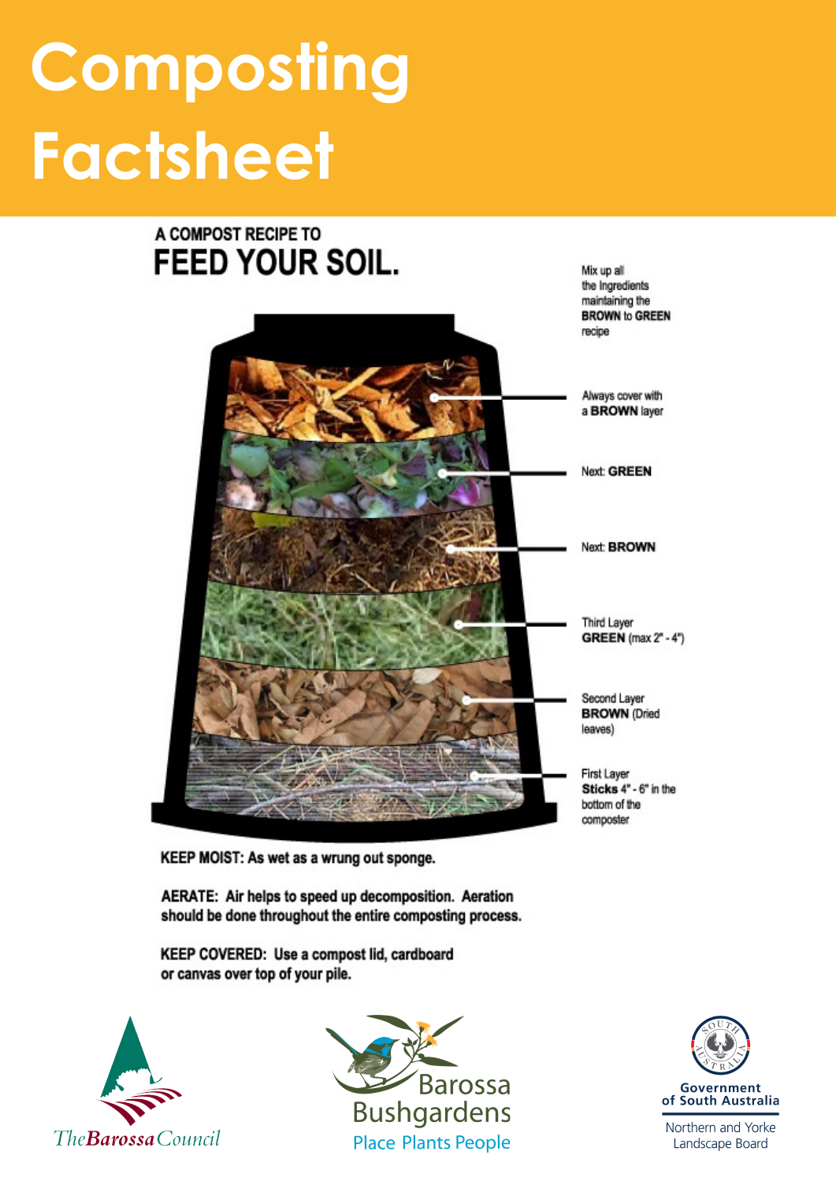# Composting Factsheet

## A COMPOST RECIPE TO FEED YOUR SOIL.

Mix up all the Ingredients maintaining the **BROWN** to **GREEN** recipe

Always cover with a **BROWN** layer

Next: **GREEN**

Next: **BROWN**

Third Layer **GREEN** (max 2" - 4")

Second Layer **BROWN** (Dried leaves)

First Layer **Sticks** 4" - 6" in the bottom of the composter

**KEEP MOIST:** As wet as a wrung out sponge.

**AERATE:** Air helps to speed up decomposition. Aeration should be done throughout the entire composting process.

**KEEP COVERED:** Use a compost lid, cardboard or canvas over top of your pile.

The Barossa Council

Barossa Bushgardens
Place Plants People

Government of South Australia
Northern and Yorke Landscape Board